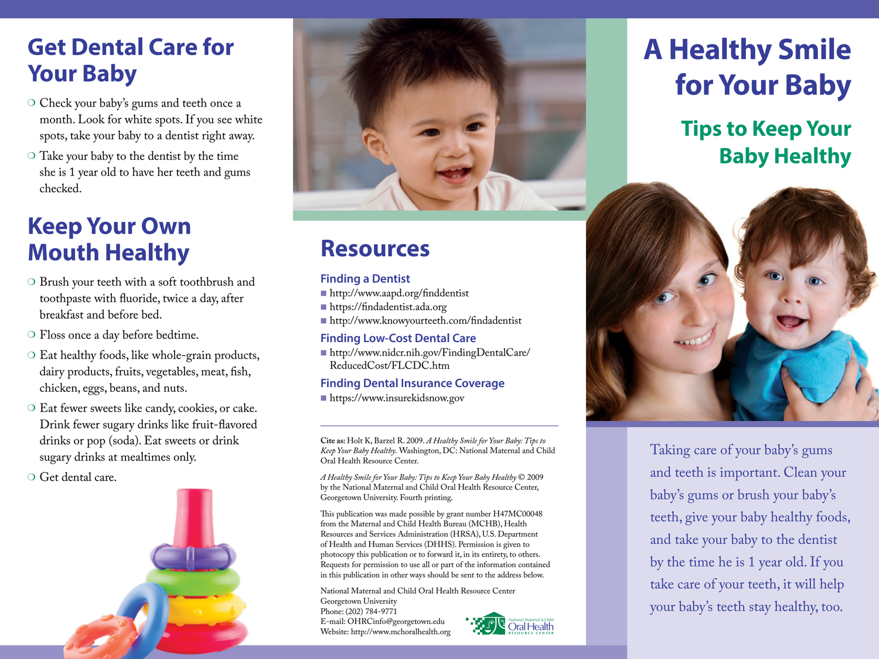# A Healthy Smile for Your Baby

## Tips to Keep Your Baby Healthy

Taking care of your baby's gums and teeth is important. Clean your baby's gums or brush your baby's teeth, give your baby healthy foods, and take your baby to the dentist by the time he is 1 year old. If you take care of your teeth, it will help your baby's teeth stay healthy, too.

## Get Dental Care for Your Baby

- Check your baby's gums and teeth once a month. Look for white spots. If you see white spots, take your baby to a dentist right away.
- Take your baby to the dentist by the time she is 1 year old to have her teeth and gums checked.

## Keep Your Own Mouth Healthy

- Brush your teeth with a soft toothbrush and toothpaste with fluoride, twice a day, after breakfast and before bed.
- Floss once a day before bedtime.
- Eat healthy foods, like whole-grain products, dairy products, fruits, vegetables, meat, fish, chicken, eggs, beans, and nuts.
- Eat fewer sweets like candy, cookies, or cake. Drink fewer sugary drinks like fruit-flavored drinks or pop (soda). Eat sweets or drink sugary drinks at mealtimes only.
- Get dental care.

## Resources

### Finding a Dentist

- http://www.aapd.org/finddentist
- https://findadentist.ada.org
- http://www.knowyourteeth.com/findadentist

### Finding Low-Cost Dental Care

- http://www.nidcr.nih.gov/FindingDentalCare/ReducedCost/FLCDC.htm

### Finding Dental Insurance Coverage

- https://www.insurekidsnow.gov

---

**Cite as:** Holt K, Barzel R. 2009. *A Healthy Smile for Your Baby: Tips to Keep Your Baby Healthy.* Washington, DC: National Maternal and Child Oral Health Resource Center.

*A Healthy Smile for Your Baby: Tips to Keep Your Baby Healthy* © 2009 by the National Maternal and Child Oral Health Resource Center, Georgetown University. Fourth printing.

This publication was made possible by grant number H47MC00048 from the Maternal and Child Health Bureau (MCHB), Health Resources and Services Administration (HRSA), U.S. Department of Health and Human Services (DHHS). Permission is given to photocopy this publication or to forward it, in its entirety, to others. Requests for permission to use all or part of the information contained in this publication in other ways should be sent to the address below.

National Maternal and Child Oral Health Resource Center
Georgetown University
Phone: (202) 784-9771
E-mail: OHRCinfo@georgetown.edu
Website: http://www.mchoralhealth.org

National Maternal & Child Oral Health Resource Center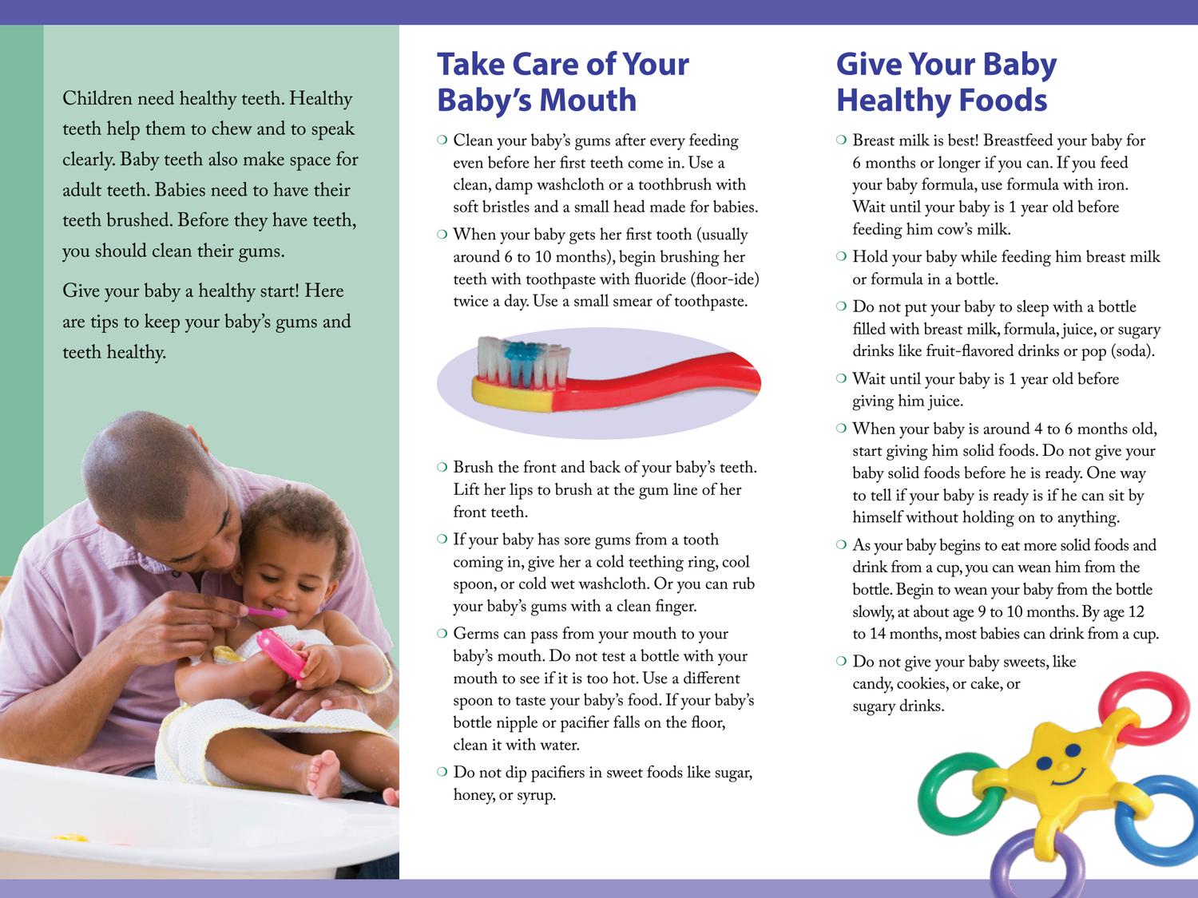Children need healthy teeth. Healthy teeth help them to chew and to speak clearly. Baby teeth also make space for adult teeth. Babies need to have their teeth brushed. Before they have teeth, you should clean their gums.

Give your baby a healthy start! Here are tips to keep your baby's gums and teeth healthy.

## Take Care of Your Baby's Mouth

- Clean your baby's gums after every feeding even before her first teeth come in. Use a clean, damp washcloth or a toothbrush with soft bristles and a small head made for babies.
- When your baby gets her first tooth (usually around 6 to 10 months), begin brushing her teeth with toothpaste with fluoride (floor-ide) twice a day. Use a small smear of toothpaste.
- Brush the front and back of your baby's teeth. Lift her lips to brush at the gum line of her front teeth.
- If your baby has sore gums from a tooth coming in, give her a cold teething ring, cool spoon, or cold wet washcloth. Or you can rub your baby's gums with a clean finger.
- Germs can pass from your mouth to your baby's mouth. Do not test a bottle with your mouth to see if it is too hot. Use a different spoon to taste your baby's food. If your baby's bottle nipple or pacifier falls on the floor, clean it with water.
- Do not dip pacifiers in sweet foods like sugar, honey, or syrup.

## Give Your Baby Healthy Foods

- Breast milk is best! Breastfeed your baby for 6 months or longer if you can. If you feed your baby formula, use formula with iron. Wait until your baby is 1 year old before feeding him cow's milk.
- Hold your baby while feeding him breast milk or formula in a bottle.
- Do not put your baby to sleep with a bottle filled with breast milk, formula, juice, or sugary drinks like fruit-flavored drinks or pop (soda).
- Wait until your baby is 1 year old before giving him juice.
- When your baby is around 4 to 6 months old, start giving him solid foods. Do not give your baby solid foods before he is ready. One way to tell if your baby is ready is if he can sit by himself without holding on to anything.
- As your baby begins to eat more solid foods and drink from a cup, you can wean him from the bottle. Begin to wean your baby from the bottle slowly, at about age 9 to 10 months. By age 12 to 14 months, most babies can drink from a cup.
- Do not give your baby sweets, like candy, cookies, or cake, or sugary drinks.